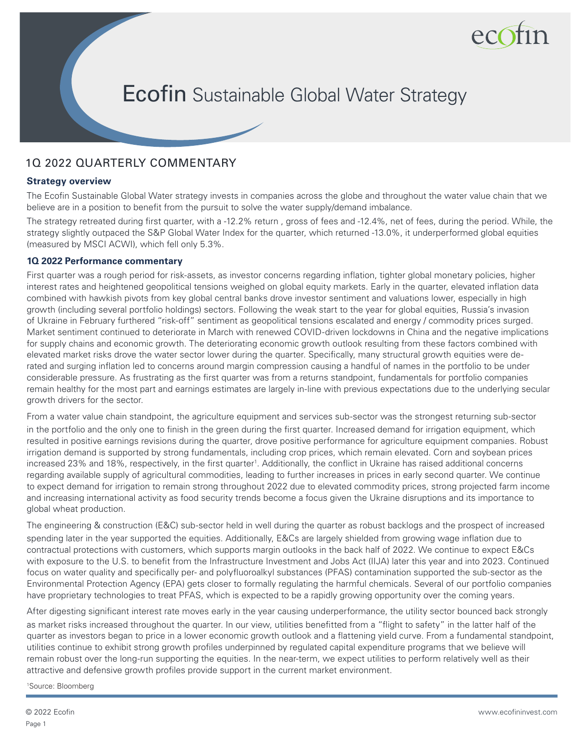# Ecofin Sustainable Global Water Strategy

## 1Q 2022 QUARTERLY COMMENTARY

### Strategy overview

The Ecofin Sustainable Global Water strategy invests in companies across the globe and throughout the water value chain that we believe are in a position to benefit from the pursuit to solve the water supply/demand imbalance.

The strategy retreated during first quarter, with a -12.2% return , gross of fees and -12.4%, net of fees, during the period. While, the strategy slightly outpaced the S&P Global Water Index for the quarter, which returned -13.0%, it underperformed global equities (measured by MSCI ACWI), which fell only 5.3%.

### 1Q 2022 Performance commentary

First quarter was a rough period for risk-assets, as investor concerns regarding inflation, tighter global monetary policies, higher interest rates and heightened geopolitical tensions weighed on global equity markets. Early in the quarter, elevated inflation data combined with hawkish pivots from key global central banks drove investor sentiment and valuations lower, especially in high growth (including several portfolio holdings) sectors. Following the weak start to the year for global equities, Russia's invasion of Ukraine in February furthered "risk-off" sentiment as geopolitical tensions escalated and energy / commodity prices surged. Market sentiment continued to deteriorate in March with renewed COVID-driven lockdowns in China and the negative implications for supply chains and economic growth. The deteriorating economic growth outlook resulting from these factors combined with elevated market risks drove the water sector lower during the quarter. Specifically, many structural growth equities were de-rated and surging inflation led to concerns around margin compression causing a handful of names in the portfolio to be under considerable pressure. As frustrating as the first quarter was from a returns standpoint, fundamentals for portfolio companies remain healthy for the most part and earnings estimates are largely in-line with previous expectations due to the underlying secular growth drivers for the sector.

From a water value chain standpoint, the agriculture equipment and services sub-sector was the strongest returning sub-sector in the portfolio and the only one to finish in the green during the first quarter. Increased demand for irrigation equipment, which resulted in positive earnings revisions during the quarter, drove positive performance for agriculture equipment companies. Robust irrigation demand is supported by strong fundamentals, including crop prices, which remain elevated. Corn and soybean prices increased 23% and 18%, respectively, in the first quarter[1]. Additionally, the conflict in Ukraine has raised additional concerns regarding available supply of agricultural commodities, leading to further increases in prices in early second quarter. We continue to expect demand for irrigation to remain strong throughout 2022 due to elevated commodity prices, strong projected farm income and increasing international activity as food security trends become a focus given the Ukraine disruptions and its importance to global wheat production.

The engineering & construction (E&C) sub-sector held in well during the quarter as robust backlogs and the prospect of increased spending later in the year supported the equities. Additionally, E&Cs are largely shielded from growing wage inflation due to contractual protections with customers, which supports margin outlooks in the back half of 2022. We continue to expect E&Cs with exposure to the U.S. to benefit from the Infrastructure Investment and Jobs Act (IIJA) later this year and into 2023. Continued focus on water quality and specifically per- and polyfluoroalkyl substances (PFAS) contamination supported the sub-sector as the Environmental Protection Agency (EPA) gets closer to formally regulating the harmful chemicals. Several of our portfolio companies have proprietary technologies to treat PFAS, which is expected to be a rapidly growing opportunity over the coming years.

After digesting significant interest rate moves early in the year causing underperformance, the utility sector bounced back strongly as market risks increased throughout the quarter. In our view, utilities benefitted from a "flight to safety" in the latter half of the quarter as investors began to price in a lower economic growth outlook and a flattening yield curve. From a fundamental standpoint, utilities continue to exhibit strong growth profiles underpinned by regulated capital expenditure programs that we believe will remain robust over the long-run supporting the equities. In the near-term, we expect utilities to perform relatively well as their attractive and defensive growth profiles provide support in the current market environment.

[1]Source: Bloomberg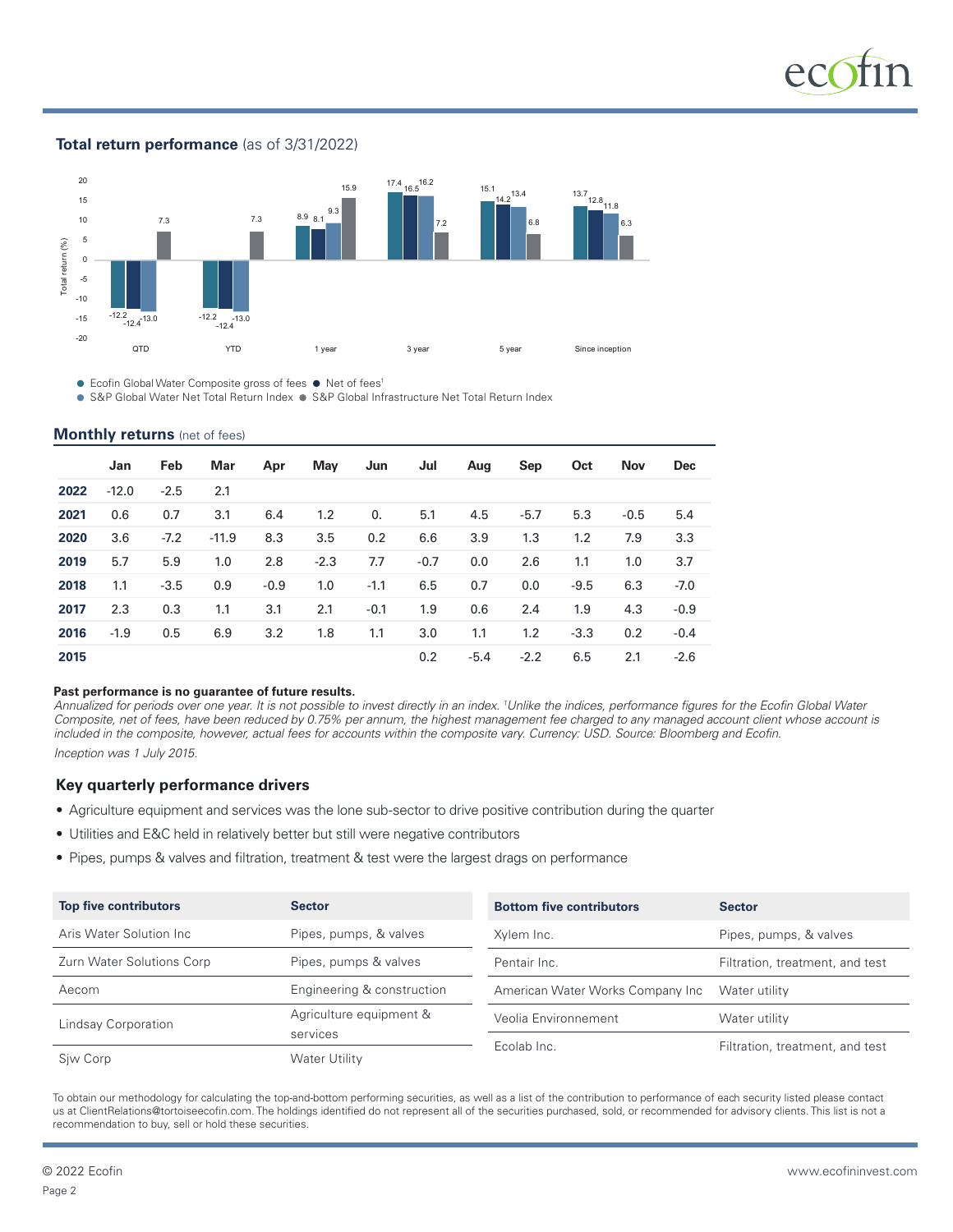## Total return performance (as of 3/31/2022)

| | QTD | YTD | 1 year | 3 year | 5 year | Since inception |
|---|---|---|---|---|---|---|
| Ecofin Global Water Composite gross of fees | -12.2 | -12.2 | 8.9 | 17.4 | 15.1 | 13.7 |
| Net of fees[1] | -12.4 | -12.4 | 8.1 | 16.5 | 14.2 | 12.8 |
| S&P Global Water Net Total Return Index | -13.0 | -13.0 | 9.3 | 16.2 | 13.4 | 11.8 |
| S&P Global Infrastructure Net Total Return Index | 7.3 | 7.3 | 15.9 | 7.2 | 6.8 | 6.3 |

## Monthly returns (net of fees)

| | Jan | Feb | Mar | Apr | May | Jun | Jul | Aug | Sep | Oct | Nov | Dec |
|---|---|---|---|---|---|---|---|---|---|---|---|---|
| **2022** | -12.0 | -2.5 | 2.1 | | | | | | | | | |
| **2021** | 0.6 | 0.7 | 3.1 | 6.4 | 1.2 | 0. | 5.1 | 4.5 | -5.7 | 5.3 | -0.5 | 5.4 |
| **2020** | 3.6 | -7.2 | -11.9 | 8.3 | 3.5 | 0.2 | 6.6 | 3.9 | 1.3 | 1.2 | 7.9 | 3.3 |
| **2019** | 5.7 | 5.9 | 1.0 | 2.8 | -2.3 | 7.7 | -0.7 | 0.0 | 2.6 | 1.1 | 1.0 | 3.7 |
| **2018** | 1.1 | -3.5 | 0.9 | -0.9 | 1.0 | -1.1 | 6.5 | 0.7 | 0.0 | -9.5 | 6.3 | -7.0 |
| **2017** | 2.3 | 0.3 | 1.1 | 3.1 | 2.1 | -0.1 | 1.9 | 0.6 | 2.4 | 1.9 | 4.3 | -0.9 |
| **2016** | -1.9 | 0.5 | 6.9 | 3.2 | 1.8 | 1.1 | 3.0 | 1.1 | 1.2 | -3.3 | 0.2 | -0.4 |
| **2015** | | | | | | | 0.2 | -5.4 | -2.2 | 6.5 | 2.1 | -2.6 |

**Past performance is no guarantee of future results.**

*Annualized for periods over one year. It is not possible to invest directly in an index. [1]Unlike the indices, performance figures for the Ecofin Global Water Composite, net of fees, have been reduced by 0.75% per annum, the highest management fee charged to any managed account client whose account is included in the composite, however, actual fees for accounts within the composite vary. Currency: USD. Source: Bloomberg and Ecofin.*

*Inception was 1 July 2015.*

## Key quarterly performance drivers

- Agriculture equipment and services was the lone sub-sector to drive positive contribution during the quarter
- Utilities and E&C held in relatively better but still were negative contributors
- Pipes, pumps & valves and filtration, treatment & test were the largest drags on performance

| Top five contributors | Sector |
|---|---|
| Aris Water Solution Inc | Pipes, pumps, & valves |
| Zurn Water Solutions Corp | Pipes, pumps & valves |
| Aecom | Engineering & construction |
| Lindsay Corporation | Agriculture equipment & services |
| Sjw Corp | Water Utility |

| Bottom five contributors | Sector |
|---|---|
| Xylem Inc. | Pipes, pumps, & valves |
| Pentair Inc. | Filtration, treatment, and test |
| American Water Works Company Inc | Water utility |
| Veolia Environnement | Water utility |
| Ecolab Inc. | Filtration, treatment, and test |

To obtain our methodology for calculating the top-and-bottom performing securities, as well as a list of the contribution to performance of each security listed please contact us at ClientRelations@tortoiseecofin.com. The holdings identified do not represent all of the securities purchased, sold, or recommended for advisory clients. This list is not a recommendation to buy, sell or hold these securities.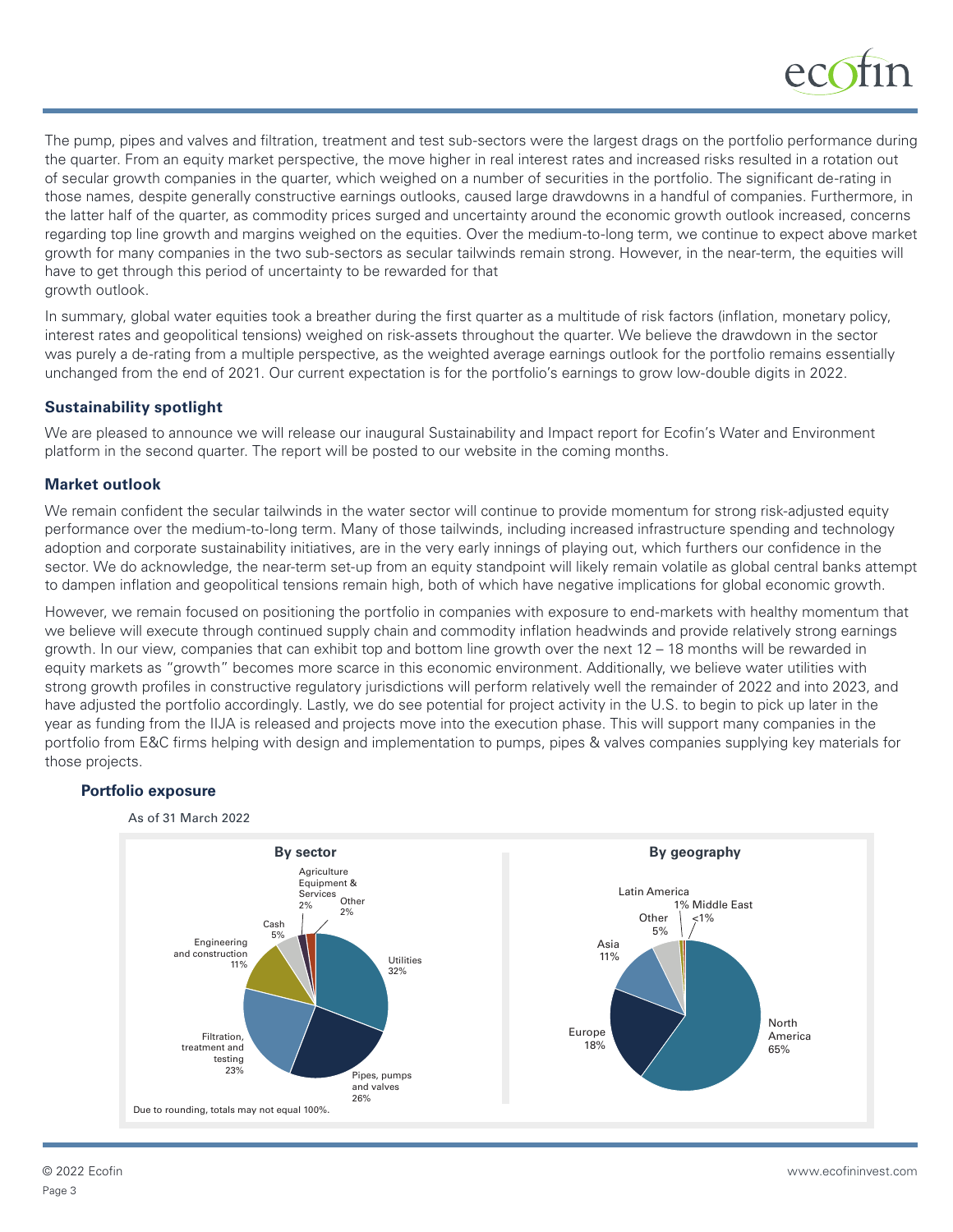The pump, pipes and valves and filtration, treatment and test sub-sectors were the largest drags on the portfolio performance during the quarter. From an equity market perspective, the move higher in real interest rates and increased risks resulted in a rotation out of secular growth companies in the quarter, which weighed on a number of securities in the portfolio. The significant de-rating in those names, despite generally constructive earnings outlooks, caused large drawdowns in a handful of companies. Furthermore, in the latter half of the quarter, as commodity prices surged and uncertainty around the economic growth outlook increased, concerns regarding top line growth and margins weighed on the equities. Over the medium-to-long term, we continue to expect above market growth for many companies in the two sub-sectors as secular tailwinds remain strong. However, in the near-term, the equities will have to get through this period of uncertainty to be rewarded for that growth outlook.

In summary, global water equities took a breather during the first quarter as a multitude of risk factors (inflation, monetary policy, interest rates and geopolitical tensions) weighed on risk-assets throughout the quarter. We believe the drawdown in the sector was purely a de-rating from a multiple perspective, as the weighted average earnings outlook for the portfolio remains essentially unchanged from the end of 2021. Our current expectation is for the portfolio's earnings to grow low-double digits in 2022.

### Sustainability spotlight

We are pleased to announce we will release our inaugural Sustainability and Impact report for Ecofin's Water and Environment platform in the second quarter. The report will be posted to our website in the coming months.

### Market outlook

We remain confident the secular tailwinds in the water sector will continue to provide momentum for strong risk-adjusted equity performance over the medium-to-long term. Many of those tailwinds, including increased infrastructure spending and technology adoption and corporate sustainability initiatives, are in the very early innings of playing out, which furthers our confidence in the sector. We do acknowledge, the near-term set-up from an equity standpoint will likely remain volatile as global central banks attempt to dampen inflation and geopolitical tensions remain high, both of which have negative implications for global economic growth.

However, we remain focused on positioning the portfolio in companies with exposure to end-markets with healthy momentum that we believe will execute through continued supply chain and commodity inflation headwinds and provide relatively strong earnings growth. In our view, companies that can exhibit top and bottom line growth over the next 12 – 18 months will be rewarded in equity markets as "growth" becomes more scarce in this economic environment. Additionally, we believe water utilities with strong growth profiles in constructive regulatory jurisdictions will perform relatively well the remainder of 2022 and into 2023, and have adjusted the portfolio accordingly. Lastly, we do see potential for project activity in the U.S. to begin to pick up later in the year as funding from the IIJA is released and projects move into the execution phase. This will support many companies in the portfolio from E&C firms helping with design and implementation to pumps, pipes & valves companies supplying key materials for those projects.

### Portfolio exposure

As of 31 March 2022

**By sector**

| Sector | Weight |
|---|---|
| Utilities | 32% |
| Pipes, pumps and valves | 26% |
| Filtration, treatment and testing | 23% |
| Engineering and construction | 11% |
| Cash | 5% |
| Agriculture Equipment & Services | 2% |
| Other | 2% |

**By geography**

| Region | Weight |
|---|---|
| North America | 65% |
| Europe | 18% |
| Asia | 11% |
| Other | 5% |
| Latin America | 1% |
| Middle East | <1% |

Due to rounding, totals may not equal 100%.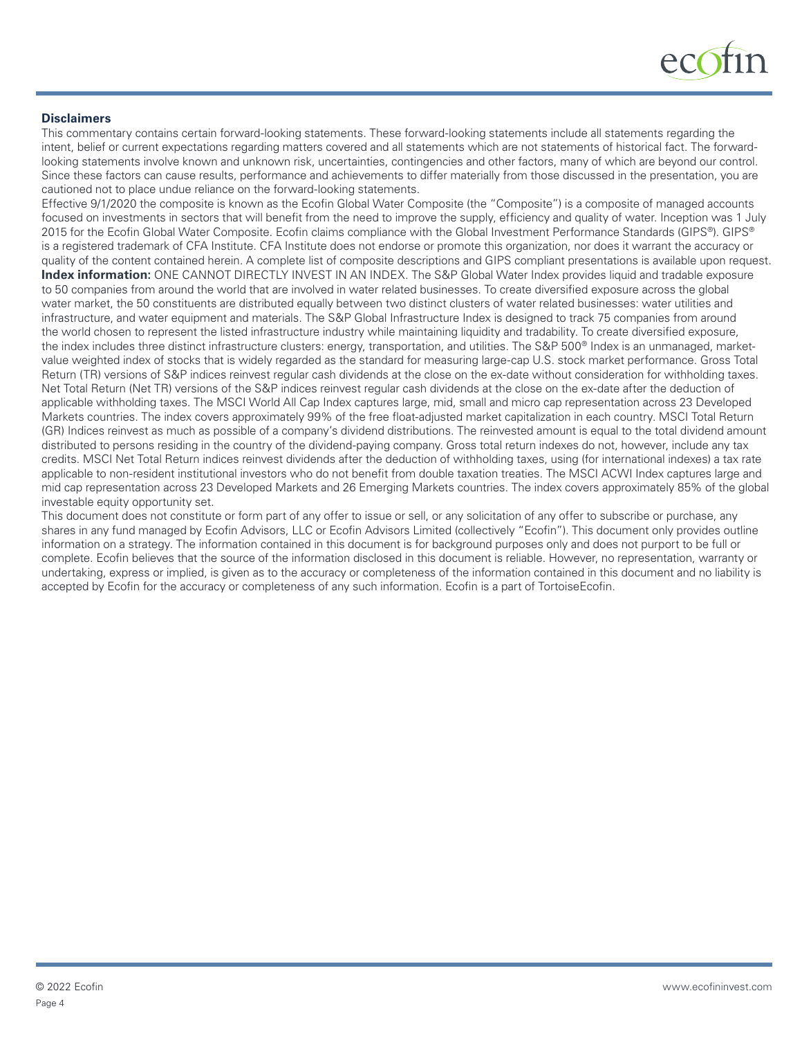### Disclaimers

This commentary contains certain forward-looking statements. These forward-looking statements include all statements regarding the intent, belief or current expectations regarding matters covered and all statements which are not statements of historical fact. The forward-looking statements involve known and unknown risk, uncertainties, contingencies and other factors, many of which are beyond our control. Since these factors can cause results, performance and achievements to differ materially from those discussed in the presentation, you are cautioned not to place undue reliance on the forward-looking statements.

Effective 9/1/2020 the composite is known as the Ecofin Global Water Composite (the "Composite") is a composite of managed accounts focused on investments in sectors that will benefit from the need to improve the supply, efficiency and quality of water. Inception was 1 July 2015 for the Ecofin Global Water Composite. Ecofin claims compliance with the Global Investment Performance Standards (GIPS®). GIPS® is a registered trademark of CFA Institute. CFA Institute does not endorse or promote this organization, nor does it warrant the accuracy or quality of the content contained herein. A complete list of composite descriptions and GIPS compliant presentations is available upon request.

**Index information:** ONE CANNOT DIRECTLY INVEST IN AN INDEX. The S&P Global Water Index provides liquid and tradable exposure to 50 companies from around the world that are involved in water related businesses. To create diversified exposure across the global water market, the 50 constituents are distributed equally between two distinct clusters of water related businesses: water utilities and infrastructure, and water equipment and materials. The S&P Global Infrastructure Index is designed to track 75 companies from around the world chosen to represent the listed infrastructure industry while maintaining liquidity and tradability. To create diversified exposure, the index includes three distinct infrastructure clusters: energy, transportation, and utilities. The S&P 500® Index is an unmanaged, market-value weighted index of stocks that is widely regarded as the standard for measuring large-cap U.S. stock market performance. Gross Total Return (TR) versions of S&P indices reinvest regular cash dividends at the close on the ex-date without consideration for withholding taxes. Net Total Return (Net TR) versions of the S&P indices reinvest regular cash dividends at the close on the ex-date after the deduction of applicable withholding taxes. The MSCI World All Cap Index captures large, mid, small and micro cap representation across 23 Developed Markets countries. The index covers approximately 99% of the free float-adjusted market capitalization in each country. MSCI Total Return (GR) Indices reinvest as much as possible of a company's dividend distributions. The reinvested amount is equal to the total dividend amount distributed to persons residing in the country of the dividend-paying company. Gross total return indexes do not, however, include any tax credits. MSCI Net Total Return indices reinvest dividends after the deduction of withholding taxes, using (for international indexes) a tax rate applicable to non-resident institutional investors who do not benefit from double taxation treaties. The MSCI ACWI Index captures large and mid cap representation across 23 Developed Markets and 26 Emerging Markets countries. The index covers approximately 85% of the global investable equity opportunity set.

This document does not constitute or form part of any offer to issue or sell, or any solicitation of any offer to subscribe or purchase, any shares in any fund managed by Ecofin Advisors, LLC or Ecofin Advisors Limited (collectively "Ecofin"). This document only provides outline information on a strategy. The information contained in this document is for background purposes only and does not purport to be full or complete. Ecofin believes that the source of the information disclosed in this document is reliable. However, no representation, warranty or undertaking, express or implied, is given as to the accuracy or completeness of the information contained in this document and no liability is accepted by Ecofin for the accuracy or completeness of any such information. Ecofin is a part of TortoiseEcofin.

© 2022 Ecofin

www.ecofininvest.com